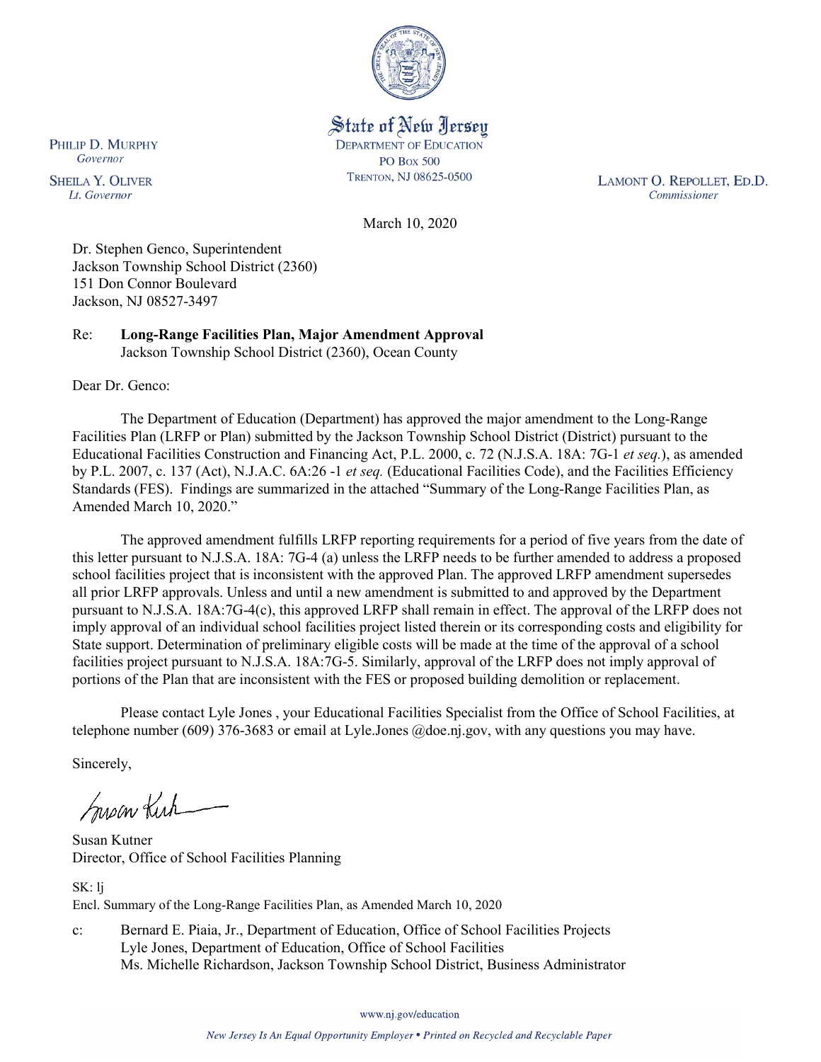State of New Jersey
DEPARTMENT OF EDUCATION
PO BOX 500
TRENTON, NJ 08625-0500

PHILIP D. MURPHY
*Governor*

SHEILA Y. OLIVER
*Lt. Governor*

LAMONT O. REPOLLET, ED.D.
*Commissioner*

March 10, 2020

Dr. Stephen Genco, Superintendent
Jackson Township School District (2360)
151 Don Connor Boulevard
Jackson, NJ 08527-3497

Re: **Long-Range Facilities Plan, Major Amendment Approval**
Jackson Township School District (2360), Ocean County

Dear Dr. Genco:

The Department of Education (Department) has approved the major amendment to the Long-Range Facilities Plan (LRFP or Plan) submitted by the Jackson Township School District (District) pursuant to the Educational Facilities Construction and Financing Act, P.L. 2000, c. 72 (N.J.S.A. 18A: 7G-1 *et seq.*), as amended by P.L. 2007, c. 137 (Act), N.J.A.C. 6A:26 -1 *et seq.* (Educational Facilities Code), and the Facilities Efficiency Standards (FES). Findings are summarized in the attached "Summary of the Long-Range Facilities Plan, as Amended March 10, 2020."

The approved amendment fulfills LRFP reporting requirements for a period of five years from the date of this letter pursuant to N.J.S.A. 18A: 7G-4 (a) unless the LRFP needs to be further amended to address a proposed school facilities project that is inconsistent with the approved Plan. The approved LRFP amendment supersedes all prior LRFP approvals. Unless and until a new amendment is submitted to and approved by the Department pursuant to N.J.S.A. 18A:7G-4(c), this approved LRFP shall remain in effect. The approval of the LRFP does not imply approval of an individual school facilities project listed therein or its corresponding costs and eligibility for State support. Determination of preliminary eligible costs will be made at the time of the approval of a school facilities project pursuant to N.J.S.A. 18A:7G-5. Similarly, approval of the LRFP does not imply approval of portions of the Plan that are inconsistent with the FES or proposed building demolition or replacement.

Please contact Lyle Jones , your Educational Facilities Specialist from the Office of School Facilities, at telephone number (609) 376-3683 or email at Lyle.Jones @doe.nj.gov, with any questions you may have.

Sincerely,

Susan Kutner
Director, Office of School Facilities Planning

SK: lj
Encl. Summary of the Long-Range Facilities Plan, as Amended March 10, 2020

c: Bernard E. Piaia, Jr., Department of Education, Office of School Facilities Projects
Lyle Jones, Department of Education, Office of School Facilities
Ms. Michelle Richardson, Jackson Township School District, Business Administrator

www.nj.gov/education

*New Jersey Is An Equal Opportunity Employer • Printed on Recycled and Recyclable Paper*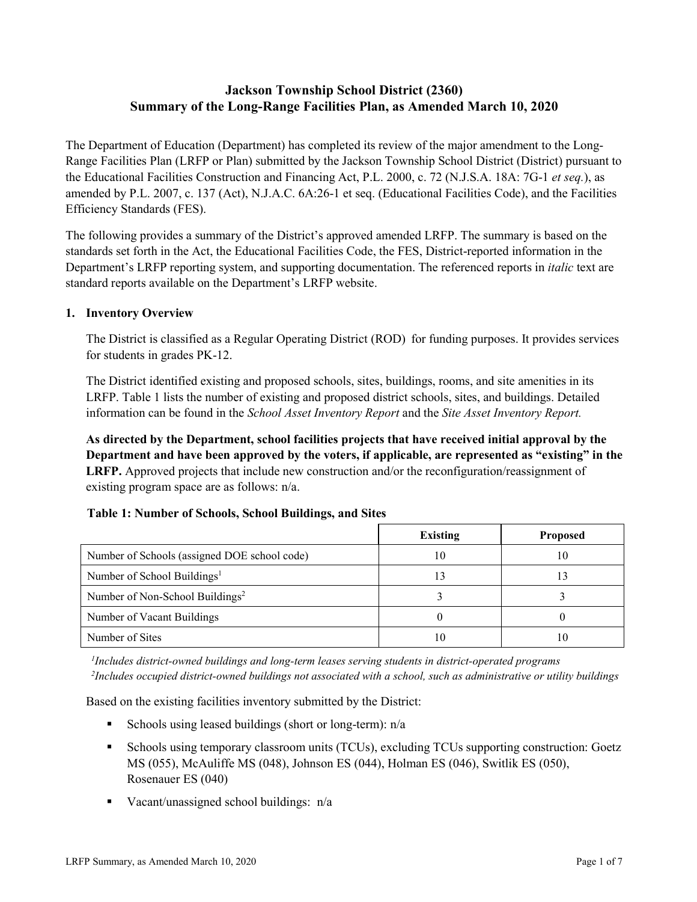# Jackson Township School District (2360)
# Summary of the Long-Range Facilities Plan, as Amended March 10, 2020

The Department of Education (Department) has completed its review of the major amendment to the Long-Range Facilities Plan (LRFP or Plan) submitted by the Jackson Township School District (District) pursuant to the Educational Facilities Construction and Financing Act, P.L. 2000, c. 72 (N.J.S.A. 18A: 7G-1 *et seq.*), as amended by P.L. 2007, c. 137 (Act), N.J.A.C. 6A:26-1 et seq. (Educational Facilities Code), and the Facilities Efficiency Standards (FES).

The following provides a summary of the District's approved amended LRFP. The summary is based on the standards set forth in the Act, the Educational Facilities Code, the FES, District-reported information in the Department's LRFP reporting system, and supporting documentation. The referenced reports in *italic* text are standard reports available on the Department's LRFP website.

## 1. Inventory Overview

The District is classified as a Regular Operating District (ROD) for funding purposes. It provides services for students in grades PK-12.

The District identified existing and proposed schools, sites, buildings, rooms, and site amenities in its LRFP. Table 1 lists the number of existing and proposed district schools, sites, and buildings. Detailed information can be found in the *School Asset Inventory Report* and the *Site Asset Inventory Report.*

**As directed by the Department, school facilities projects that have received initial approval by the Department and have been approved by the voters, if applicable, are represented as "existing" in the LRFP.** Approved projects that include new construction and/or the reconfiguration/reassignment of existing program space are as follows: n/a.

**Table 1: Number of Schools, School Buildings, and Sites**

| | Existing | Proposed |
|---|---|---|
| Number of Schools (assigned DOE school code) | 10 | 10 |
| Number of School Buildings[1] | 13 | 13 |
| Number of Non-School Buildings[2] | 3 | 3 |
| Number of Vacant Buildings | 0 | 0 |
| Number of Sites | 10 | 10 |

*[1]Includes district-owned buildings and long-term leases serving students in district-operated programs*
*[2]Includes occupied district-owned buildings not associated with a school, such as administrative or utility buildings*

Based on the existing facilities inventory submitted by the District:

- Schools using leased buildings (short or long-term): n/a
- Schools using temporary classroom units (TCUs), excluding TCUs supporting construction: Goetz MS (055), McAuliffe MS (048), Johnson ES (044), Holman ES (046), Switlik ES (050), Rosenauer ES (040)
- Vacant/unassigned school buildings: n/a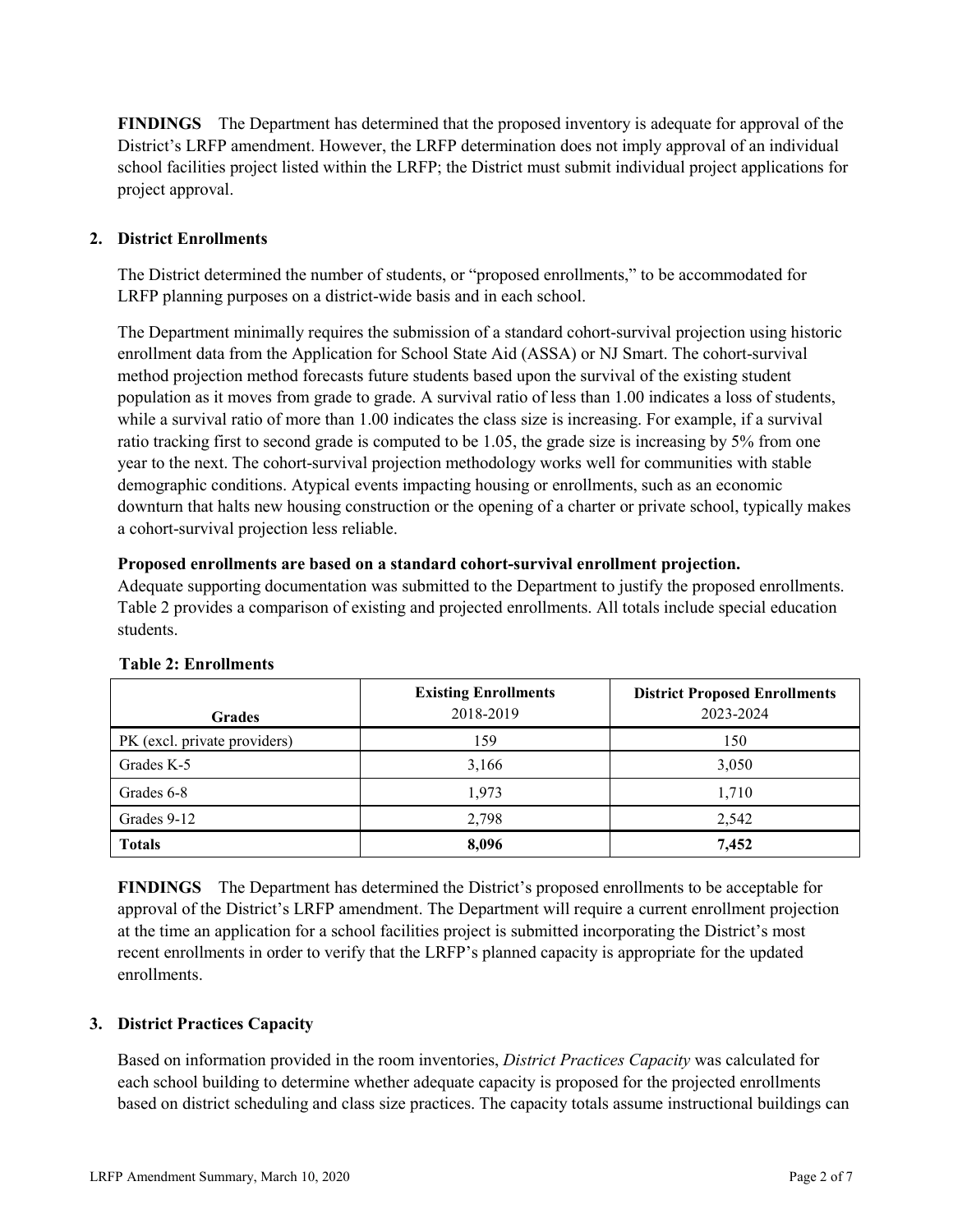**FINDINGS** The Department has determined that the proposed inventory is adequate for approval of the District's LRFP amendment. However, the LRFP determination does not imply approval of an individual school facilities project listed within the LRFP; the District must submit individual project applications for project approval.

## 2. District Enrollments

The District determined the number of students, or "proposed enrollments," to be accommodated for LRFP planning purposes on a district-wide basis and in each school.

The Department minimally requires the submission of a standard cohort-survival projection using historic enrollment data from the Application for School State Aid (ASSA) or NJ Smart. The cohort-survival method projection method forecasts future students based upon the survival of the existing student population as it moves from grade to grade. A survival ratio of less than 1.00 indicates a loss of students, while a survival ratio of more than 1.00 indicates the class size is increasing. For example, if a survival ratio tracking first to second grade is computed to be 1.05, the grade size is increasing by 5% from one year to the next. The cohort-survival projection methodology works well for communities with stable demographic conditions. Atypical events impacting housing or enrollments, such as an economic downturn that halts new housing construction or the opening of a charter or private school, typically makes a cohort-survival projection less reliable.

**Proposed enrollments are based on a standard cohort-survival enrollment projection.**
Adequate supporting documentation was submitted to the Department to justify the proposed enrollments. Table 2 provides a comparison of existing and projected enrollments. All totals include special education students.

**Table 2: Enrollments**

| Grades | Existing Enrollments 2018-2019 | District Proposed Enrollments 2023-2024 |
|---|---|---|
| PK (excl. private providers) | 159 | 150 |
| Grades K-5 | 3,166 | 3,050 |
| Grades 6-8 | 1,973 | 1,710 |
| Grades 9-12 | 2,798 | 2,542 |
| **Totals** | **8,096** | **7,452** |

**FINDINGS** The Department has determined the District's proposed enrollments to be acceptable for approval of the District's LRFP amendment. The Department will require a current enrollment projection at the time an application for a school facilities project is submitted incorporating the District's most recent enrollments in order to verify that the LRFP's planned capacity is appropriate for the updated enrollments.

## 3. District Practices Capacity

Based on information provided in the room inventories, *District Practices Capacity* was calculated for each school building to determine whether adequate capacity is proposed for the projected enrollments based on district scheduling and class size practices. The capacity totals assume instructional buildings can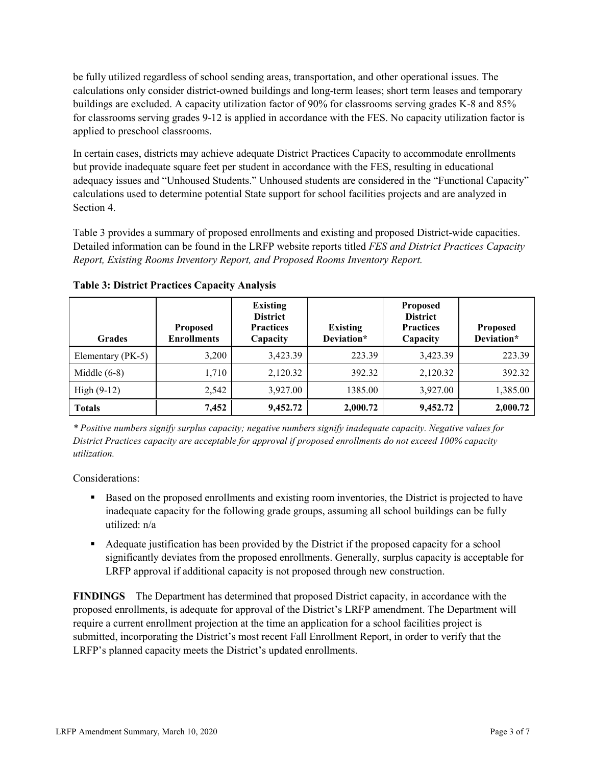be fully utilized regardless of school sending areas, transportation, and other operational issues. The calculations only consider district-owned buildings and long-term leases; short term leases and temporary buildings are excluded. A capacity utilization factor of 90% for classrooms serving grades K-8 and 85% for classrooms serving grades 9-12 is applied in accordance with the FES. No capacity utilization factor is applied to preschool classrooms.

In certain cases, districts may achieve adequate District Practices Capacity to accommodate enrollments but provide inadequate square feet per student in accordance with the FES, resulting in educational adequacy issues and "Unhoused Students." Unhoused students are considered in the "Functional Capacity" calculations used to determine potential State support for school facilities projects and are analyzed in Section 4.

Table 3 provides a summary of proposed enrollments and existing and proposed District-wide capacities. Detailed information can be found in the LRFP website reports titled *FES and District Practices Capacity Report, Existing Rooms Inventory Report, and Proposed Rooms Inventory Report.*

**Table 3: District Practices Capacity Analysis**

| Grades | Proposed Enrollments | Existing District Practices Capacity | Existing Deviation* | Proposed District Practices Capacity | Proposed Deviation* |
|---|---|---|---|---|---|
| Elementary (PK-5) | 3,200 | 3,423.39 | 223.39 | 3,423.39 | 223.39 |
| Middle (6-8) | 1,710 | 2,120.32 | 392.32 | 2,120.32 | 392.32 |
| High (9-12) | 2,542 | 3,927.00 | 1385.00 | 3,927.00 | 1,385.00 |
| **Totals** | **7,452** | **9,452.72** | **2,000.72** | **9,452.72** | **2,000.72** |

*\* Positive numbers signify surplus capacity; negative numbers signify inadequate capacity. Negative values for District Practices capacity are acceptable for approval if proposed enrollments do not exceed 100% capacity utilization.*

Considerations:

- Based on the proposed enrollments and existing room inventories, the District is projected to have inadequate capacity for the following grade groups, assuming all school buildings can be fully utilized: n/a
- Adequate justification has been provided by the District if the proposed capacity for a school significantly deviates from the proposed enrollments. Generally, surplus capacity is acceptable for LRFP approval if additional capacity is not proposed through new construction.

**FINDINGS** The Department has determined that proposed District capacity, in accordance with the proposed enrollments, is adequate for approval of the District's LRFP amendment. The Department will require a current enrollment projection at the time an application for a school facilities project is submitted, incorporating the District's most recent Fall Enrollment Report, in order to verify that the LRFP's planned capacity meets the District's updated enrollments.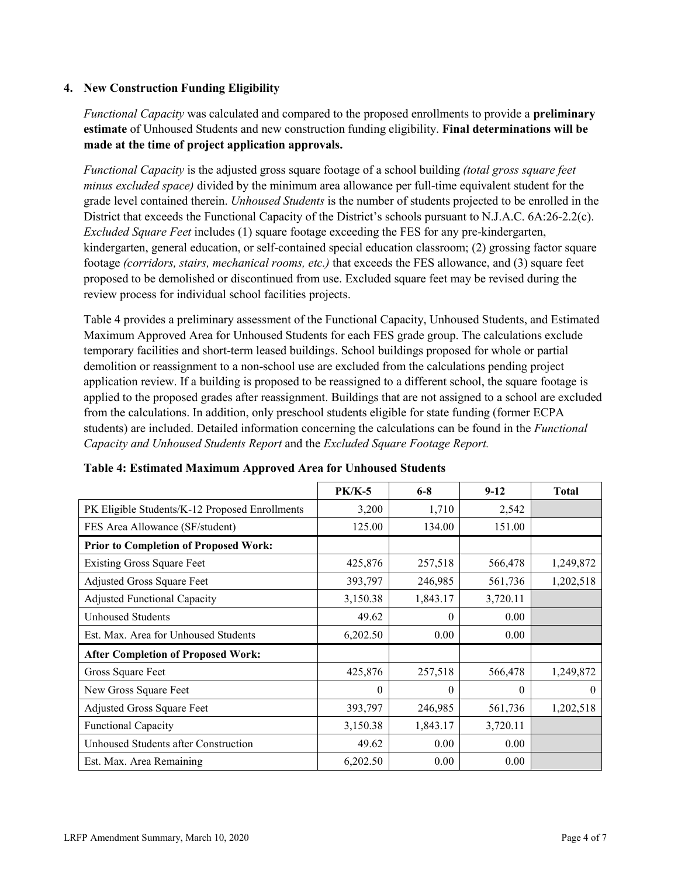### 4. New Construction Funding Eligibility

*Functional Capacity* was calculated and compared to the proposed enrollments to provide a **preliminary estimate** of Unhoused Students and new construction funding eligibility. **Final determinations will be made at the time of project application approvals.**

*Functional Capacity* is the adjusted gross square footage of a school building *(total gross square feet minus excluded space)* divided by the minimum area allowance per full-time equivalent student for the grade level contained therein. *Unhoused Students* is the number of students projected to be enrolled in the District that exceeds the Functional Capacity of the District's schools pursuant to N.J.A.C. 6A:26-2.2(c). *Excluded Square Feet* includes (1) square footage exceeding the FES for any pre-kindergarten, kindergarten, general education, or self-contained special education classroom; (2) grossing factor square footage *(corridors, stairs, mechanical rooms, etc.)* that exceeds the FES allowance, and (3) square feet proposed to be demolished or discontinued from use. Excluded square feet may be revised during the review process for individual school facilities projects.

Table 4 provides a preliminary assessment of the Functional Capacity, Unhoused Students, and Estimated Maximum Approved Area for Unhoused Students for each FES grade group. The calculations exclude temporary facilities and short-term leased buildings. School buildings proposed for whole or partial demolition or reassignment to a non-school use are excluded from the calculations pending project application review. If a building is proposed to be reassigned to a different school, the square footage is applied to the proposed grades after reassignment. Buildings that are not assigned to a school are excluded from the calculations. In addition, only preschool students eligible for state funding (former ECPA students) are included. Detailed information concerning the calculations can be found in the *Functional Capacity and Unhoused Students Report* and the *Excluded Square Footage Report.*

**Table 4: Estimated Maximum Approved Area for Unhoused Students**

| | PK/K-5 | 6-8 | 9-12 | Total |
|---|---|---|---|---|
| PK Eligible Students/K-12 Proposed Enrollments | 3,200 | 1,710 | 2,542 | |
| FES Area Allowance (SF/student) | 125.00 | 134.00 | 151.00 | |
| **Prior to Completion of Proposed Work:** | | | | |
| Existing Gross Square Feet | 425,876 | 257,518 | 566,478 | 1,249,872 |
| Adjusted Gross Square Feet | 393,797 | 246,985 | 561,736 | 1,202,518 |
| Adjusted Functional Capacity | 3,150.38 | 1,843.17 | 3,720.11 | |
| Unhoused Students | 49.62 | 0 | 0.00 | |
| Est. Max. Area for Unhoused Students | 6,202.50 | 0.00 | 0.00 | |
| **After Completion of Proposed Work:** | | | | |
| Gross Square Feet | 425,876 | 257,518 | 566,478 | 1,249,872 |
| New Gross Square Feet | 0 | 0 | 0 | 0 |
| Adjusted Gross Square Feet | 393,797 | 246,985 | 561,736 | 1,202,518 |
| Functional Capacity | 3,150.38 | 1,843.17 | 3,720.11 | |
| Unhoused Students after Construction | 49.62 | 0.00 | 0.00 | |
| Est. Max. Area Remaining | 6,202.50 | 0.00 | 0.00 | |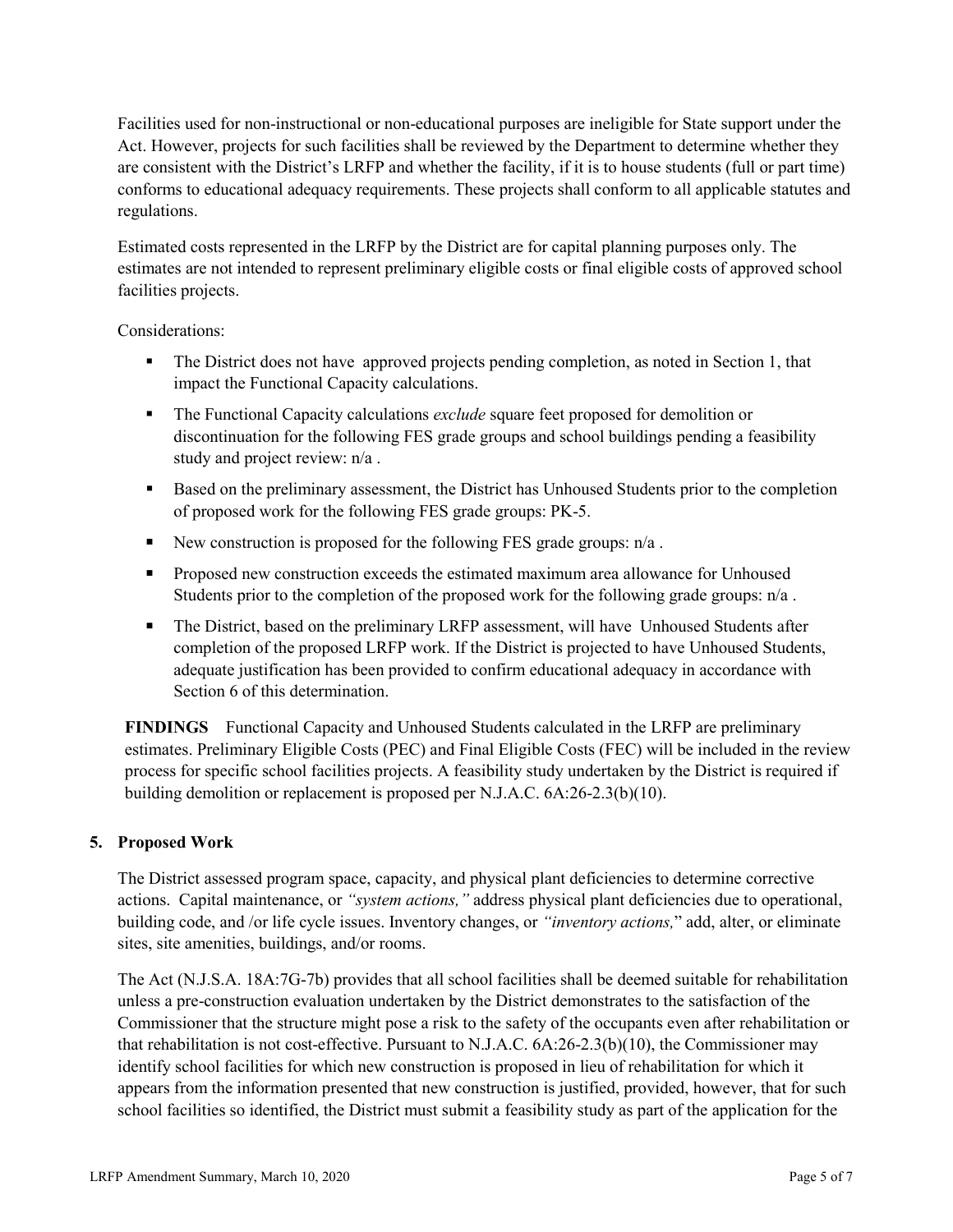Facilities used for non-instructional or non-educational purposes are ineligible for State support under the Act. However, projects for such facilities shall be reviewed by the Department to determine whether they are consistent with the District's LRFP and whether the facility, if it is to house students (full or part time) conforms to educational adequacy requirements. These projects shall conform to all applicable statutes and regulations.

Estimated costs represented in the LRFP by the District are for capital planning purposes only. The estimates are not intended to represent preliminary eligible costs or final eligible costs of approved school facilities projects.

Considerations:

- The District does not have approved projects pending completion, as noted in Section 1, that impact the Functional Capacity calculations.
- The Functional Capacity calculations *exclude* square feet proposed for demolition or discontinuation for the following FES grade groups and school buildings pending a feasibility study and project review: n/a .
- Based on the preliminary assessment, the District has Unhoused Students prior to the completion of proposed work for the following FES grade groups: PK-5.
- New construction is proposed for the following FES grade groups: n/a .
- Proposed new construction exceeds the estimated maximum area allowance for Unhoused Students prior to the completion of the proposed work for the following grade groups: n/a .
- The District, based on the preliminary LRFP assessment, will have Unhoused Students after completion of the proposed LRFP work. If the District is projected to have Unhoused Students, adequate justification has been provided to confirm educational adequacy in accordance with Section 6 of this determination.

**FINDINGS** Functional Capacity and Unhoused Students calculated in the LRFP are preliminary estimates. Preliminary Eligible Costs (PEC) and Final Eligible Costs (FEC) will be included in the review process for specific school facilities projects. A feasibility study undertaken by the District is required if building demolition or replacement is proposed per N.J.A.C. 6A:26-2.3(b)(10).

## 5. Proposed Work

The District assessed program space, capacity, and physical plant deficiencies to determine corrective actions. Capital maintenance, or *"system actions,"* address physical plant deficiencies due to operational, building code, and /or life cycle issues. Inventory changes, or *"inventory actions,"* add, alter, or eliminate sites, site amenities, buildings, and/or rooms.

The Act (N.J.S.A. 18A:7G-7b) provides that all school facilities shall be deemed suitable for rehabilitation unless a pre-construction evaluation undertaken by the District demonstrates to the satisfaction of the Commissioner that the structure might pose a risk to the safety of the occupants even after rehabilitation or that rehabilitation is not cost-effective. Pursuant to N.J.A.C. 6A:26-2.3(b)(10), the Commissioner may identify school facilities for which new construction is proposed in lieu of rehabilitation for which it appears from the information presented that new construction is justified, provided, however, that for such school facilities so identified, the District must submit a feasibility study as part of the application for the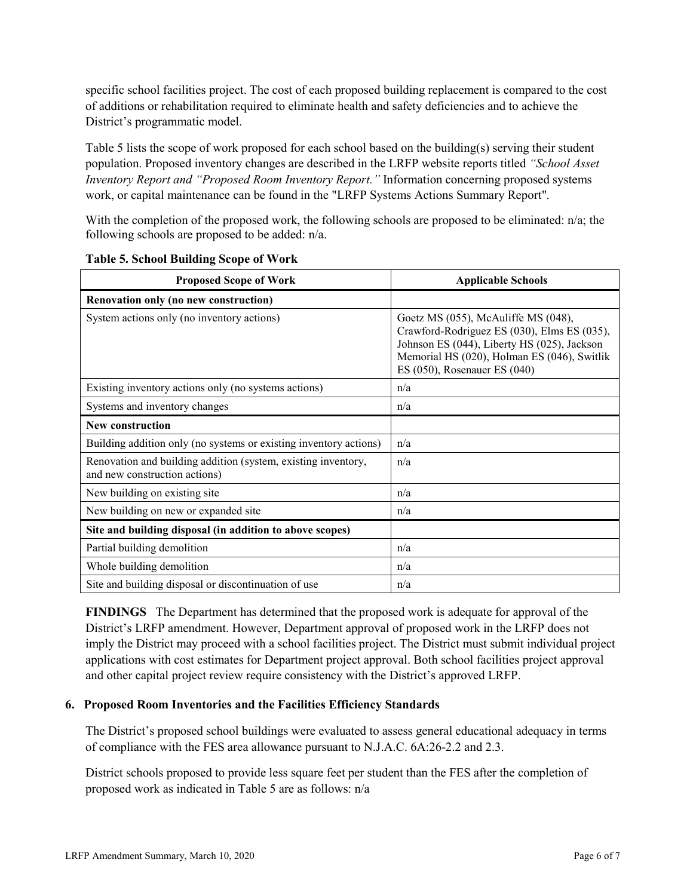specific school facilities project. The cost of each proposed building replacement is compared to the cost of additions or rehabilitation required to eliminate health and safety deficiencies and to achieve the District's programmatic model.

Table 5 lists the scope of work proposed for each school based on the building(s) serving their student population. Proposed inventory changes are described in the LRFP website reports titled *"School Asset Inventory Report and "Proposed Room Inventory Report."* Information concerning proposed systems work, or capital maintenance can be found in the "LRFP Systems Actions Summary Report".

With the completion of the proposed work, the following schools are proposed to be eliminated: n/a; the following schools are proposed to be added: n/a.

**Table 5. School Building Scope of Work**

| Proposed Scope of Work | Applicable Schools |
|---|---|
| **Renovation only (no new construction)** | |
| System actions only (no inventory actions) | Goetz MS (055), McAuliffe MS (048), Crawford-Rodriguez ES (030), Elms ES (035), Johnson ES (044), Liberty HS (025), Jackson Memorial HS (020), Holman ES (046), Switlik ES (050), Rosenauer ES (040) |
| Existing inventory actions only (no systems actions) | n/a |
| Systems and inventory changes | n/a |
| **New construction** | |
| Building addition only (no systems or existing inventory actions) | n/a |
| Renovation and building addition (system, existing inventory, and new construction actions) | n/a |
| New building on existing site | n/a |
| New building on new or expanded site | n/a |
| **Site and building disposal (in addition to above scopes)** | |
| Partial building demolition | n/a |
| Whole building demolition | n/a |
| Site and building disposal or discontinuation of use | n/a |

**FINDINGS** The Department has determined that the proposed work is adequate for approval of the District's LRFP amendment. However, Department approval of proposed work in the LRFP does not imply the District may proceed with a school facilities project. The District must submit individual project applications with cost estimates for Department project approval. Both school facilities project approval and other capital project review require consistency with the District's approved LRFP.

### 6. Proposed Room Inventories and the Facilities Efficiency Standards

The District's proposed school buildings were evaluated to assess general educational adequacy in terms of compliance with the FES area allowance pursuant to N.J.A.C. 6A:26-2.2 and 2.3.

District schools proposed to provide less square feet per student than the FES after the completion of proposed work as indicated in Table 5 are as follows: n/a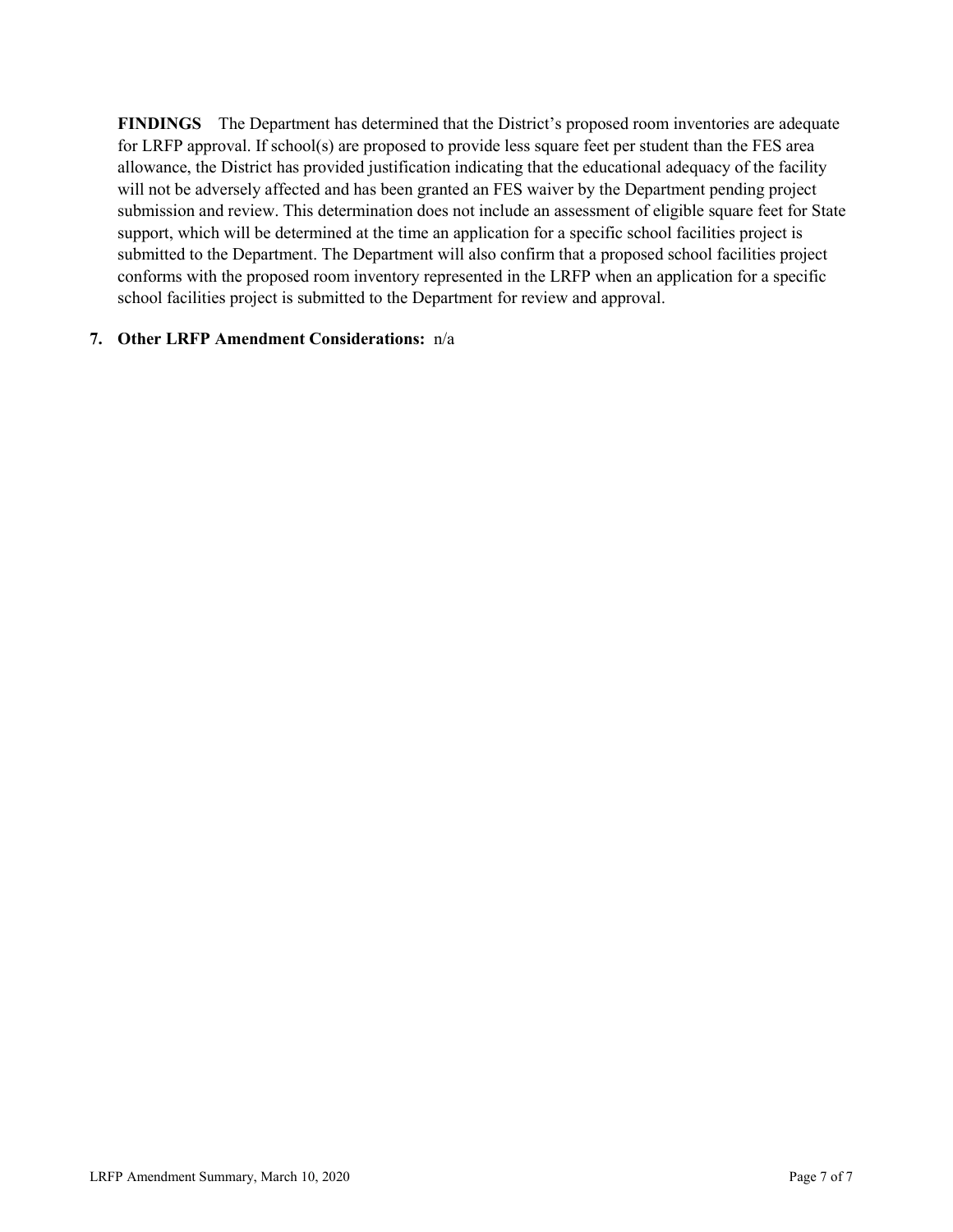**FINDINGS** The Department has determined that the District's proposed room inventories are adequate for LRFP approval. If school(s) are proposed to provide less square feet per student than the FES area allowance, the District has provided justification indicating that the educational adequacy of the facility will not be adversely affected and has been granted an FES waiver by the Department pending project submission and review. This determination does not include an assessment of eligible square feet for State support, which will be determined at the time an application for a specific school facilities project is submitted to the Department. The Department will also confirm that a proposed school facilities project conforms with the proposed room inventory represented in the LRFP when an application for a specific school facilities project is submitted to the Department for review and approval.

**7. Other LRFP Amendment Considerations:** n/a